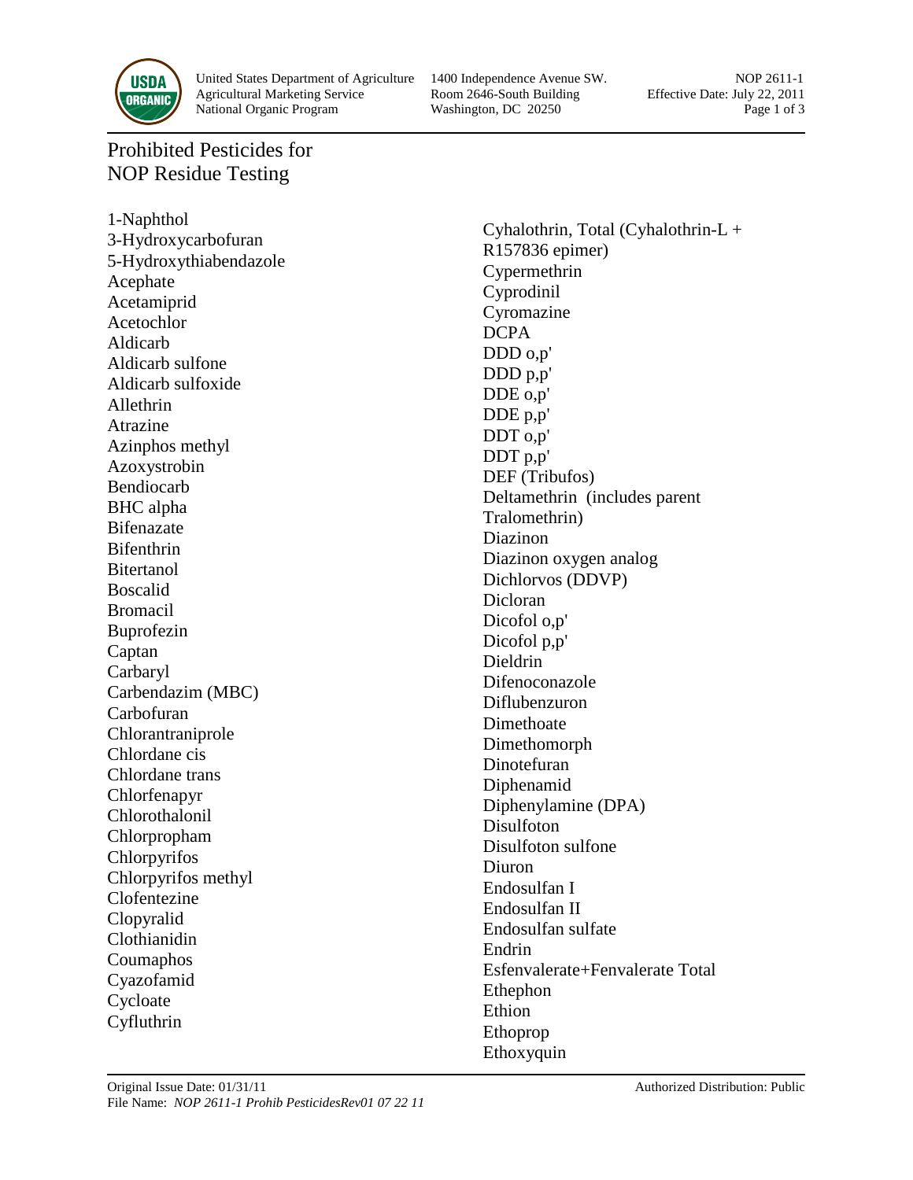# Prohibited Pesticides for NOP Residue Testing

1-Naphthol
3-Hydroxycarbofuran
5-Hydroxythiabendazole
Acephate
Acetamiprid
Acetochlor
Aldicarb
Aldicarb sulfone
Aldicarb sulfoxide
Allethrin
Atrazine
Azinphos methyl
Azoxystrobin
Bendiocarb
BHC alpha
Bifenazate
Bifenthrin
Bitertanol
Boscalid
Bromacil
Buprofezin
Captan
Carbaryl
Carbendazim (MBC)
Carbofuran
Chlorantraniprole
Chlordane cis
Chlordane trans
Chlorfenapyr
Chlorothalonil
Chlorpropham
Chlorpyrifos
Chlorpyrifos methyl
Clofentezine
Clopyralid
Clothianidin
Coumaphos
Cyazofamid
Cycloate
Cyfluthrin
Cyhalothrin, Total (Cyhalothrin-L + R157836 epimer)
Cypermethrin
Cyprodinil
Cyromazine
DCPA
DDD o,p'
DDD p,p'
DDE o,p'
DDE p,p'
DDT o,p'
DDT p,p'
DEF (Tribufos)
Deltamethrin (includes parent Tralomethrin)
Diazinon
Diazinon oxygen analog
Dichlorvos (DDVP)
Dicloran
Dicofol o,p'
Dicofol p,p'
Dieldrin
Difenoconazole
Diflubenzuron
Dimethoate
Dimethomorph
Dinotefuran
Diphenamid
Diphenylamine (DPA)
Disulfoton
Disulfoton sulfone
Diuron
Endosulfan I
Endosulfan II
Endosulfan sulfate
Endrin
Esfenvalerate+Fenvalerate Total
Ethephon
Ethion
Ethoprop
Ethoxyquin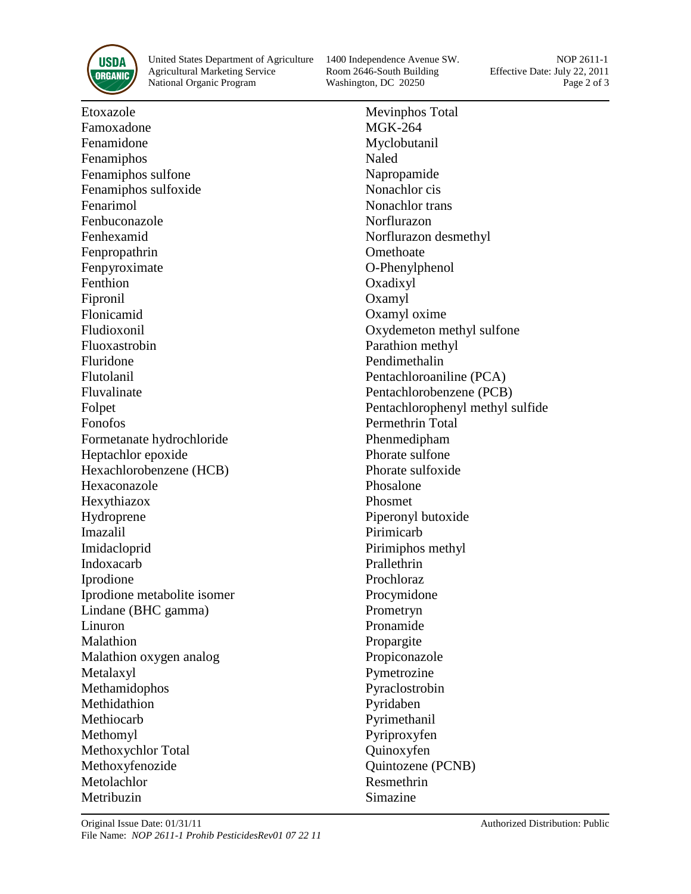Etoxazole
Famoxadone
Fenamidone
Fenamiphos
Fenamiphos sulfone
Fenamiphos sulfoxide
Fenarimol
Fenbuconazole
Fenhexamid
Fenpropathrin
Fenpyroximate
Fenthion
Fipronil
Flonicamid
Fludioxonil
Fluoxastrobin
Fluridone
Flutolanil
Fluvalinate
Folpet
Fonofos
Formetanate hydrochloride
Heptachlor epoxide
Hexachlorobenzene (HCB)
Hexaconazole
Hexythiazox
Hydroprene
Imazalil
Imidacloprid
Indoxacarb
Iprodione
Iprodione metabolite isomer
Lindane (BHC gamma)
Linuron
Malathion
Malathion oxygen analog
Metalaxyl
Methamidophos
Methidathion
Methiocarb
Methomyl
Methoxychlor Total
Methoxyfenozide
Metolachlor
Metribuzin
Mevinphos Total
MGK-264
Myclobutanil
Naled
Napropamide
Nonachlor cis
Nonachlor trans
Norflurazon
Norflurazon desmethyl
Omethoate
O-Phenylphenol
Oxadixyl
Oxamyl
Oxamyl oxime
Oxydemeton methyl sulfone
Parathion methyl
Pendimethalin
Pentachloroaniline (PCA)
Pentachlorobenzene (PCB)
Pentachlorophenyl methyl sulfide
Permethrin Total
Phenmedipham
Phorate sulfone
Phorate sulfoxide
Phosalone
Phosmet
Piperonyl butoxide
Pirimicarb
Pirimiphos methyl
Prallethrin
Prochloraz
Procymidone
Prometryn
Pronamide
Propargite
Propiconazole
Pymetrozine
Pyraclostrobin
Pyridaben
Pyrimethanil
Pyriproxyfen
Quinoxyfen
Quintozene (PCNB)
Resmethrin
Simazine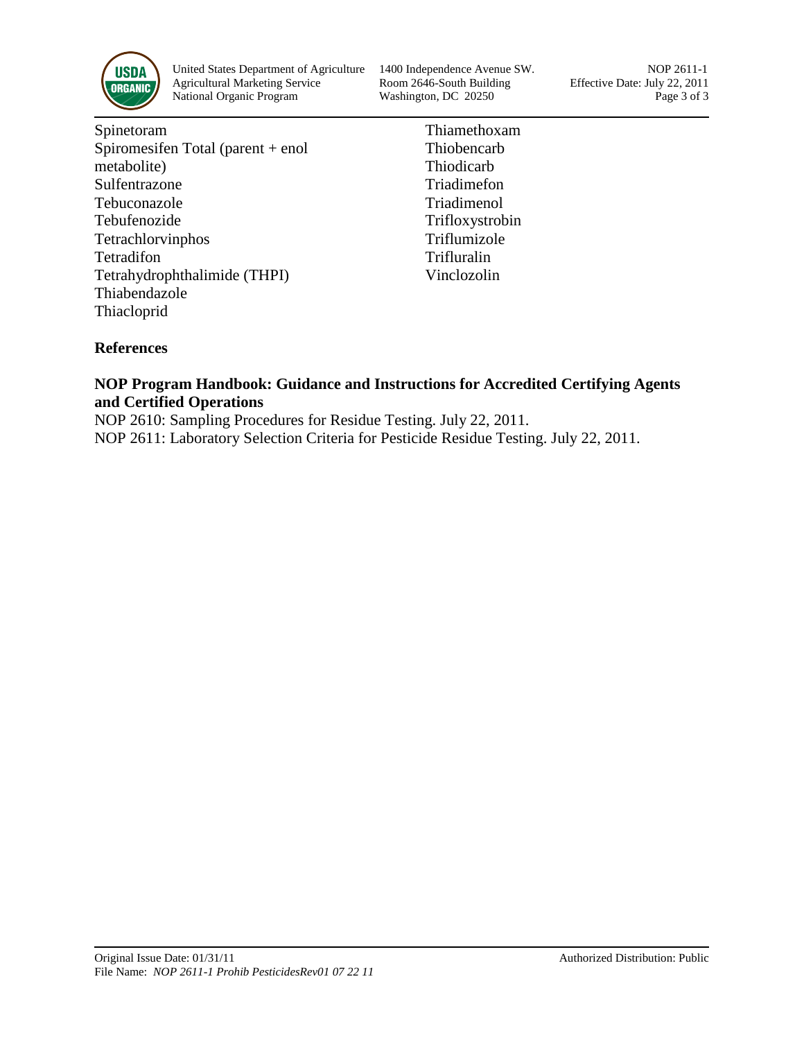Spinetoram
Spiromesifen Total (parent + enol metabolite)
Sulfentrazone
Tebuconazole
Tebufenozide
Tetrachlorvinphos
Tetradifon
Tetrahydrophthalimide (THPI)
Thiabendazole
Thiacloprid
Thiamethoxam
Thiobencarb
Thiodicarb
Triadimefon
Triadimenol
Trifloxystrobin
Triflumizole
Trifluralin
Vinclozolin

## References

**NOP Program Handbook: Guidance and Instructions for Accredited Certifying Agents and Certified Operations**

NOP 2610: Sampling Procedures for Residue Testing. July 22, 2011.
NOP 2611: Laboratory Selection Criteria for Pesticide Residue Testing. July 22, 2011.